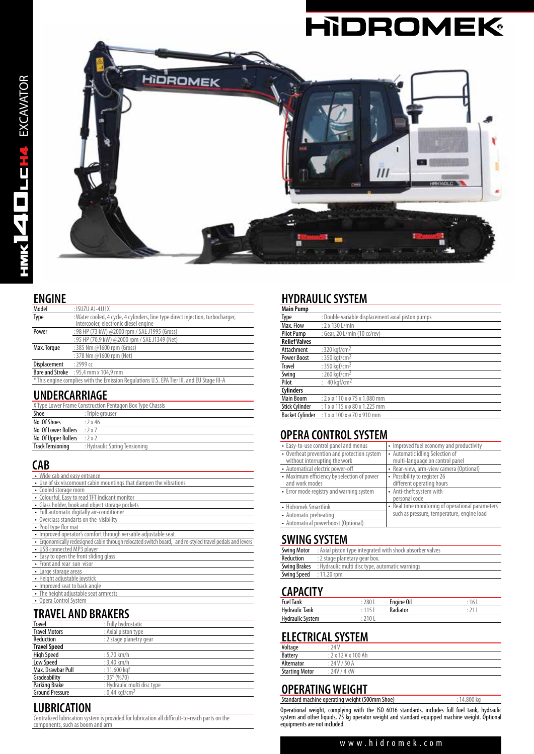# HIDROMEK

HMK 140 LC H4 EXCAVATOR

## ENGINE

| | |
|---|---|
| Model | : ISUZU AJ-4JJ1X |
| Type | : Water cooled, 4 cycle, 4 cylinders, line type direct injection, turbocharger, intercooler, electronic diesel engine |
| Power | : 98 HP (73 kW) @2000 rpm / SAE J1995 (Gross) |
| | : 95 HP (70,9 kW) @2000 rpm / SAE J1349 (Net) |
| Max. Torque | : 385 Nm @1600 rpm (Gross) |
| | : 378 Nm @1600 rpm (Net) |
| Displacement | : 2999 cc |
| Bore and Stroke | : 95,4 mm x 104,9 mm |

* This engine complies with the Emission Regulations U.S. EPA Tier III, and EU Stage III-A

## UNDERCARRIAGE

X Type Lower Frame Construction Pentagon Box Type Chassis

| | |
|---|---|
| Shoe | : Triple grouser |
| No. Of Shoes | : 2 x 46 |
| No. Of Lower Rollers | : 2 x 7 |
| No. Of Upper Rollers | : 2 x 2 |
| Track Tensioning | : Hydraulic Spring Tensioning |

## CAB

- Wide cab and easy entrance
- Use of six viscomount cabin mountings that dampen the vibrations
- Cooled storage room
- Colourful, Easy to read TFT indicant monitor
- Glass holder, book and object storage pockets
- Full automatic digitally air-conditioner
- Overclass standarts on the visibility
- Pool type flor mat
- Improved operator's comfort through versatile adjustable seat
- Ergonomically redesigned cabin through relocated switch board, and re-styled travel pedals and levers
- USB connected MP3 player
- Easy to open the front sliding glass
- Front and rear sun visor
- Large storage areas
- Height adjustable joystick
- Improved seat to back angle
- The height adjustable seat armrests
- Opera Control System

## TRAVEL AND BRAKERS

| | |
|---|---|
| Travel | : Fully hydrostatic |
| Travel Motors | : Axial piston type |
| Reduction | : 2 stage planetry gear |
| **Travel Speed** | |
| High Speed | : 5,70 km/h |
| Low Speed | : 3,40 km/h |
| Max. Drawbar Pull | : 11.600 kgf |
| Gradeability | : 35° (%70) |
| Parking Brake | : Hydraulic multi disc type |
| Ground Pressure | : 0,44 kgf/cm$^2$ |

## LUBRICATION

Centralized lubrication system is provided for lubrication all difficult-to-reach parts on the components, such as boom and arm

## HYDRAULIC SYSTEM

| | |
|---|---|
| **Main Pump** | |
| Type | : Double variable displacement axial piston pumps |
| Max. Flow | : 2 x 130 L/min |
| Pilot Pump | : Gear, 20 L/min (10 cc/rev) |
| **Relief Valves** | |
| Attachment | : 320 kgf/cm$^2$ |
| Power Boost | : 350 kgf/cm$^2$ |
| Travel | : 350 kgf/cm$^2$ |
| Swing | : 260 kgf/cm$^2$ |
| Pilot | : 40 kgf/cm$^2$ |
| **Cylinders** | |
| Main Boom | : 2 x ø 110 x ø 75 x 1.080 mm |
| Stick Cylinder | : 1 x ø 115 x ø 80 x 1.225 mm |
| Bucket Cylinder | : 1 x ø 100 x ø 70 x 910 mm |

## OPERA CONTROL SYSTEM

- Easy-to-use control panel and menus
- Overheat prevention and protection system without interrupting the work
- Automatical electric power-off
- Maximum efficiency by selection of power and work modes
- Error mode registry and warning system
- Hidromek Smartlink
- Automatic preheating
- Automatical powerboost (Optional)
- Improved fuel economy and productivity
- Automatic idling Selection of multi-language on control panel
- Rear-view, arm-view camera (Optional)
- Possibility to register 26 different operating hours
- Anti-theft system with personal code
- Real time monitoring of operational parameters such as pressure, temperature, engine load

## SWING SYSTEM

| | |
|---|---|
| Swing Motor | : Axial piston type integrated with shock absorber valves |
| Reduction | : 2 stage planetary gear box. |
| Swing Brakes | : Hydraulic multi disc type, automatic warnings |
| Swing Speed | : 11,20 rpm |

## CAPACITY

| | | | |
|---|---|---|---|
| Fuel Tank | : 280 L | Engine Oil | : 16 L |
| Hydraulic Tank | : 115 L | Radiator | : 21 L |
| Hydraulic System | : 210 L | | |

## ELECTRICAL SYSTEM

| | |
|---|---|
| Voltage | : 24 V |
| Battery | : 2 x 12 V x 100 Ah |
| Alternator | : 24 V / 50 A |
| Starting Motor | : 24V / 4 kW |

## OPERATING WEIGHT

| | |
|---|---|
| Standard machine operating weight (500mm Shoe) | : 14.800 kg |

Operational weight, complying with the ISO 6016 standards, includes full fuel tank, hydraulic system and other liquids, 75 kg operator weight and standard equipped machine weight. Optional equipments are not included.

www.hidromek.com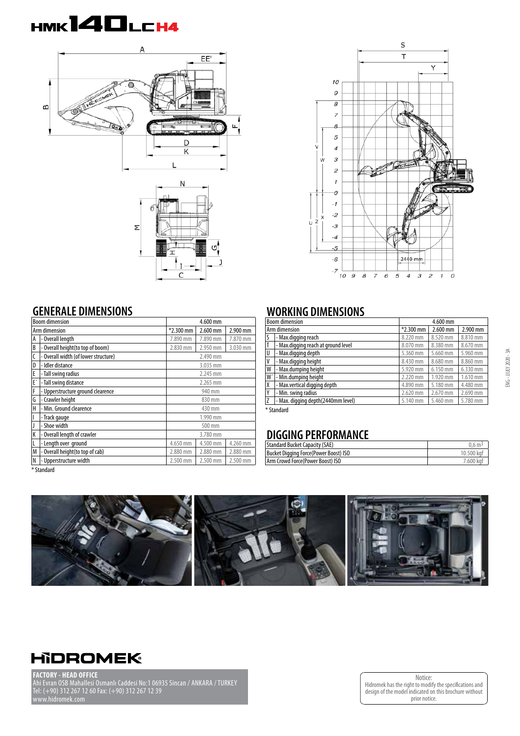# HMK 140 LC H4

A
EE'
B
F
D
K
L

N
M
H
G
I
J
C

S
T
Y
V
W
U
Z
X
10
9
8
7
6
5
4
3
2
1
0
-1
-2
-3
-4
-5
-6
-7
10 9 8 7 6 5 4 3 2 1 0
2440 mm

## GENERALE DIMENSIONS

| | | | | |
|---|---|---|---|---|
| Boom dimension | | 4.600 mm | | |
| Arm dimension | | *2.300 mm | 2.600 mm | 2.900 mm |
| A | - Overall length | 7.890 mm | 7.890 mm | 7.870 mm |
| B | - Overall height(to top of boom) | 2.830 mm | 2.950 mm | 3.030 mm |
| C | - Overall width (of lower structure) | | 2.490 mm | |
| D | - Idler distance | | 3.035 mm | |
| E | - Tall swing radius | | 2.245 mm | |
| E´ | - Tall swing distance | | 2.265 mm | |
| F | - Upperstructure ground clearence | | 940 mm | |
| G | - Crawler height | | 830 mm | |
| H | - Min. Ground clearence | | 430 mm | |
| I | - Track gauge | | 1.990 mm | |
| J | - Shoe width | | 500 mm | |
| K | - Overall length of crawler | | 3.780 mm | |
| L | - Length over ground | 4.650 mm | 4.500 mm | 4.260 mm |
| M | - Overall height(to top of cab) | 2.880 mm | 2.880 mm | 2.880 mm |
| N | - Upperstructure width | 2.500 mm | 2.500 mm | 2.500 mm |

* Standard

## WORKING DIMENSIONS

| | | | | |
|---|---|---|---|---|
| Boom dimension | | 4.600 mm | | |
| Arm dimension | | *2.300 mm | 2.600 mm | 2.900 mm |
| S | - Max.digging reach | 8.220 mm | 8.520 mm | 8.810 mm |
| T | - Max.digging reach at ground level | 8.070 mm | 8.380 mm | 8.670 mm |
| U | - Max.digging depth | 5.360 mm | 5.660 mm | 5.960 mm |
| V | - Max.digging height | 8.430 mm | 8.680 mm | 8.860 mm |
| W | - Max.dumping height | 5.920 mm | 6.150 mm | 6.330 mm |
| W´ | - Min.dumping height | 2.220 mm | 1.920 mm | 1.610 mm |
| X | - Max.vertical digging depth | 4.890 mm | 5.180 mm | 4.480 mm |
| Y | - Min. swing radius | 2.620 mm | 2.670 mm | 2.690 mm |
| Z | - Max. digging depth(2440mm level) | 5.140 mm | 5.460 mm | 5.780 mm |

* Standard

## DIGGING PERFORMANCE

| | |
|---|---|
| Standard Bucket Capacity (SAE) | 0,6 $m^3$ |
| Bucket Digging Force(Power Boost) ISO | 10.500 kgf |
| Arm Crowd Force(Power Boost) ISO | 7.600 kgf |

ENG - JULY 2020 - 3A

**HIDROMEK**

**FACTORY - HEAD OFFICE**
Ahi Evran OSB Mahallesi Osmanlı Caddesi No:1 06935 Sincan / ANKARA / TURKEY
Tel: (+90) 312 267 12 60 Fax: (+90) 312 267 12 39
www.hidromek.com

Notice:
Hidromek has the right to modify the specifications and design of the model indicated on this brochure without prior notice.